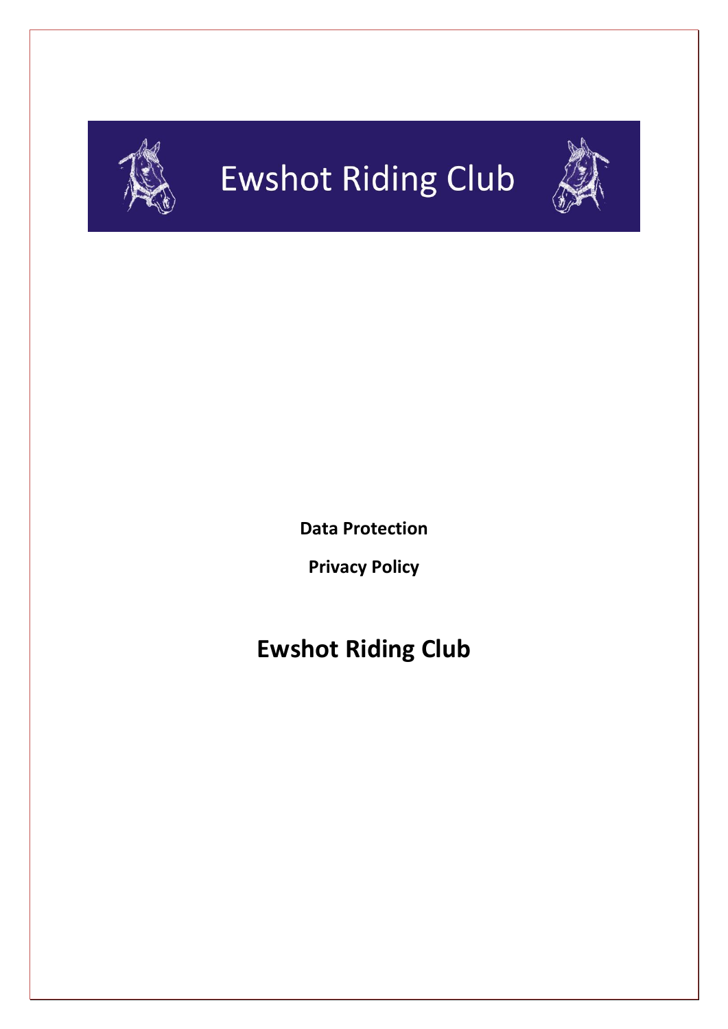# Ewshot Riding Club

**Data Protection**

**Privacy Policy**

## Ewshot Riding Club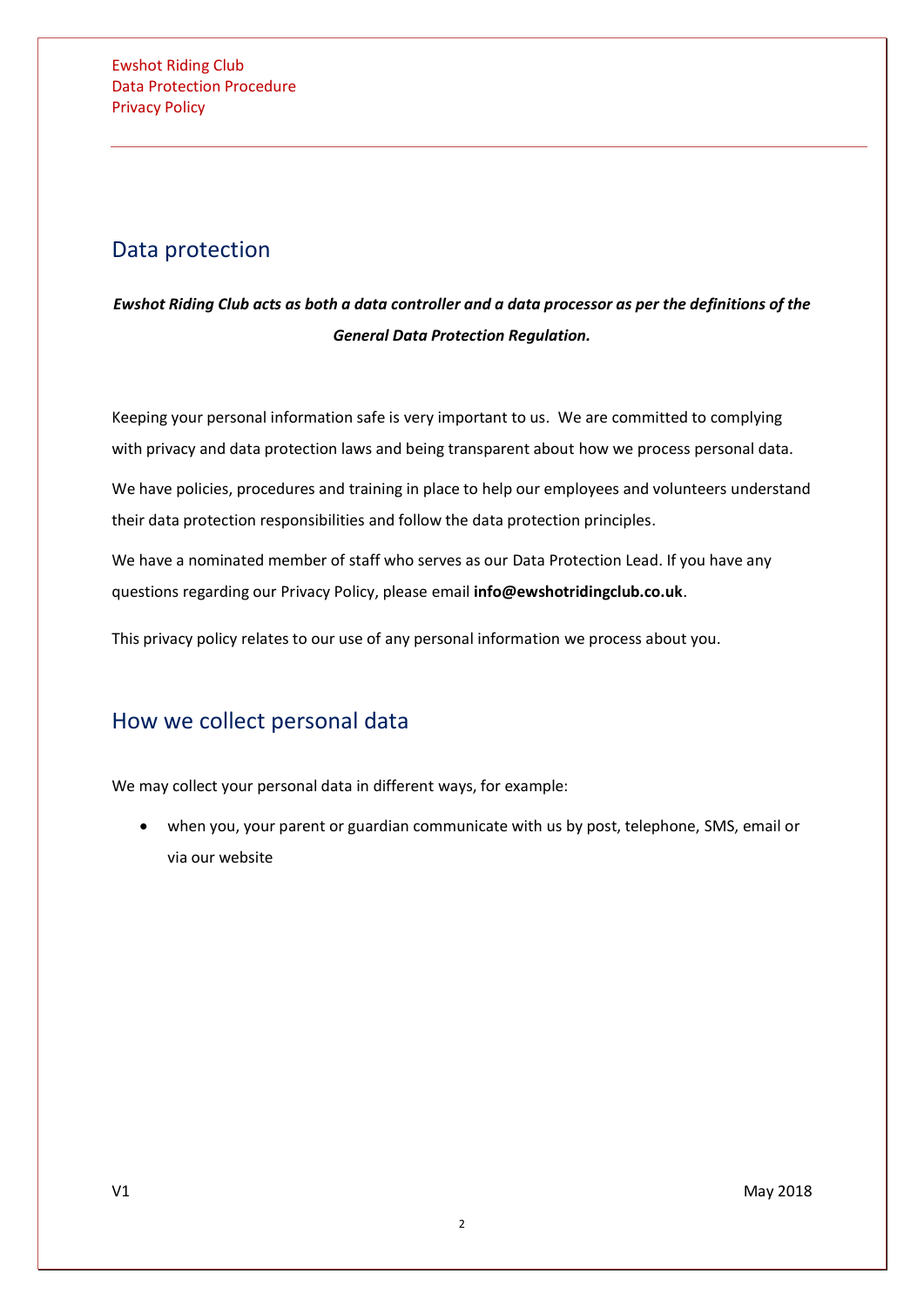## Data protection

***Ewshot Riding Club acts as both a data controller and a data processor as per the definitions of the General Data Protection Regulation.***

Keeping your personal information safe is very important to us. We are committed to complying with privacy and data protection laws and being transparent about how we process personal data.

We have policies, procedures and training in place to help our employees and volunteers understand their data protection responsibilities and follow the data protection principles.

We have a nominated member of staff who serves as our Data Protection Lead. If you have any questions regarding our Privacy Policy, please email **info@ewshotridingclub.co.uk**.

This privacy policy relates to our use of any personal information we process about you.

## How we collect personal data

We may collect your personal data in different ways, for example:

- when you, your parent or guardian communicate with us by post, telephone, SMS, email or via our website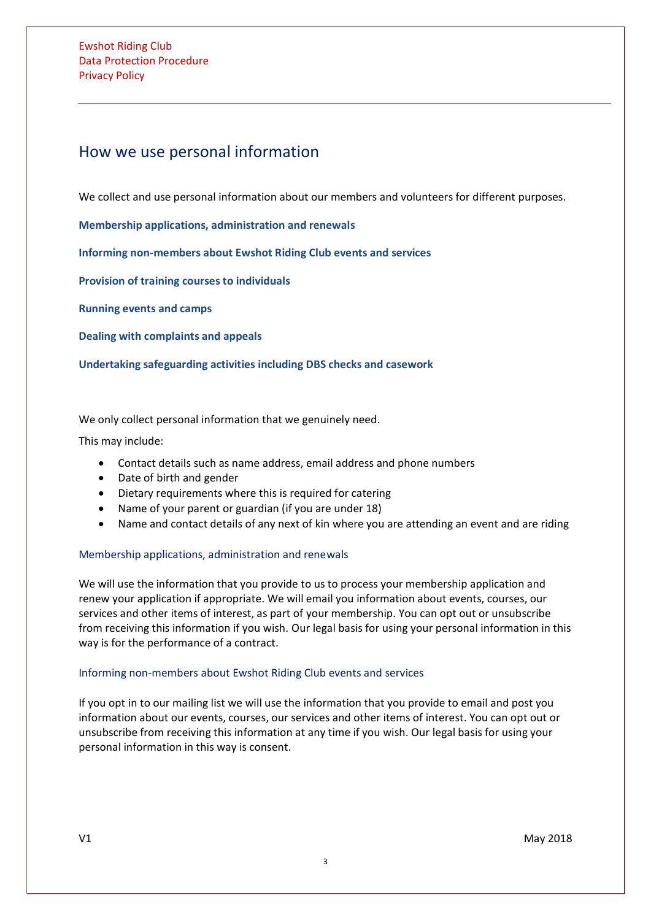# How we use personal information

We collect and use personal information about our members and volunteers for different purposes.

**Membership applications, administration and renewals**

**Informing non-members about Ewshot Riding Club events and services**

**Provision of training courses to individuals**

**Running events and camps**

**Dealing with complaints and appeals**

**Undertaking safeguarding activities including DBS checks and casework**

We only collect personal information that we genuinely need.

This may include:

- Contact details such as name address, email address and phone numbers
- Date of birth and gender
- Dietary requirements where this is required for catering
- Name of your parent or guardian (if you are under 18)
- Name and contact details of any next of kin where you are attending an event and are riding

## Membership applications, administration and renewals

We will use the information that you provide to us to process your membership application and renew your application if appropriate. We will email you information about events, courses, our services and other items of interest, as part of your membership. You can opt out or unsubscribe from receiving this information if you wish. Our legal basis for using your personal information in this way is for the performance of a contract.

## Informing non-members about Ewshot Riding Club events and services

If you opt in to our mailing list we will use the information that you provide to email and post you information about our events, courses, our services and other items of interest. You can opt out or unsubscribe from receiving this information at any time if you wish. Our legal basis for using your personal information in this way is consent.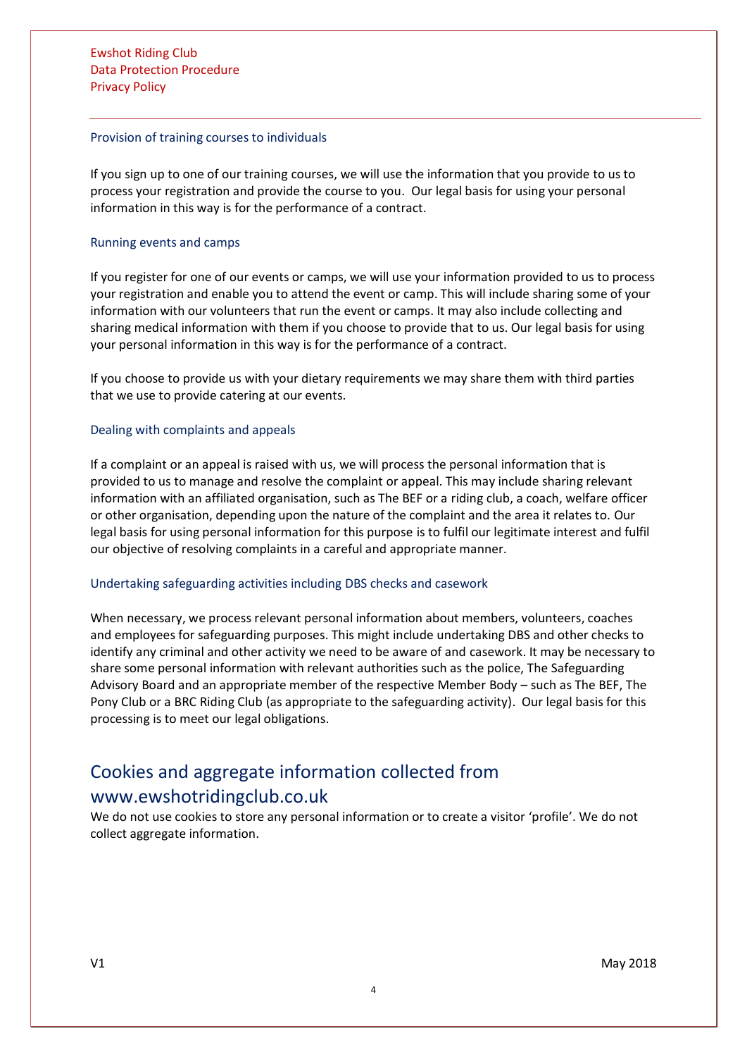### Provision of training courses to individuals

If you sign up to one of our training courses, we will use the information that you provide to us to process your registration and provide the course to you. Our legal basis for using your personal information in this way is for the performance of a contract.

### Running events and camps

If you register for one of our events or camps, we will use your information provided to us to process your registration and enable you to attend the event or camp. This will include sharing some of your information with our volunteers that run the event or camps. It may also include collecting and sharing medical information with them if you choose to provide that to us. Our legal basis for using your personal information in this way is for the performance of a contract.

If you choose to provide us with your dietary requirements we may share them with third parties that we use to provide catering at our events.

### Dealing with complaints and appeals

If a complaint or an appeal is raised with us, we will process the personal information that is provided to us to manage and resolve the complaint or appeal. This may include sharing relevant information with an affiliated organisation, such as The BEF or a riding club, a coach, welfare officer or other organisation, depending upon the nature of the complaint and the area it relates to. Our legal basis for using personal information for this purpose is to fulfil our legitimate interest and fulfil our objective of resolving complaints in a careful and appropriate manner.

### Undertaking safeguarding activities including DBS checks and casework

When necessary, we process relevant personal information about members, volunteers, coaches and employees for safeguarding purposes. This might include undertaking DBS and other checks to identify any criminal and other activity we need to be aware of and casework. It may be necessary to share some personal information with relevant authorities such as the police, The Safeguarding Advisory Board and an appropriate member of the respective Member Body – such as The BEF, The Pony Club or a BRC Riding Club (as appropriate to the safeguarding activity). Our legal basis for this processing is to meet our legal obligations.

## Cookies and aggregate information collected from www.ewshotridingclub.co.uk

We do not use cookies to store any personal information or to create a visitor 'profile'. We do not collect aggregate information.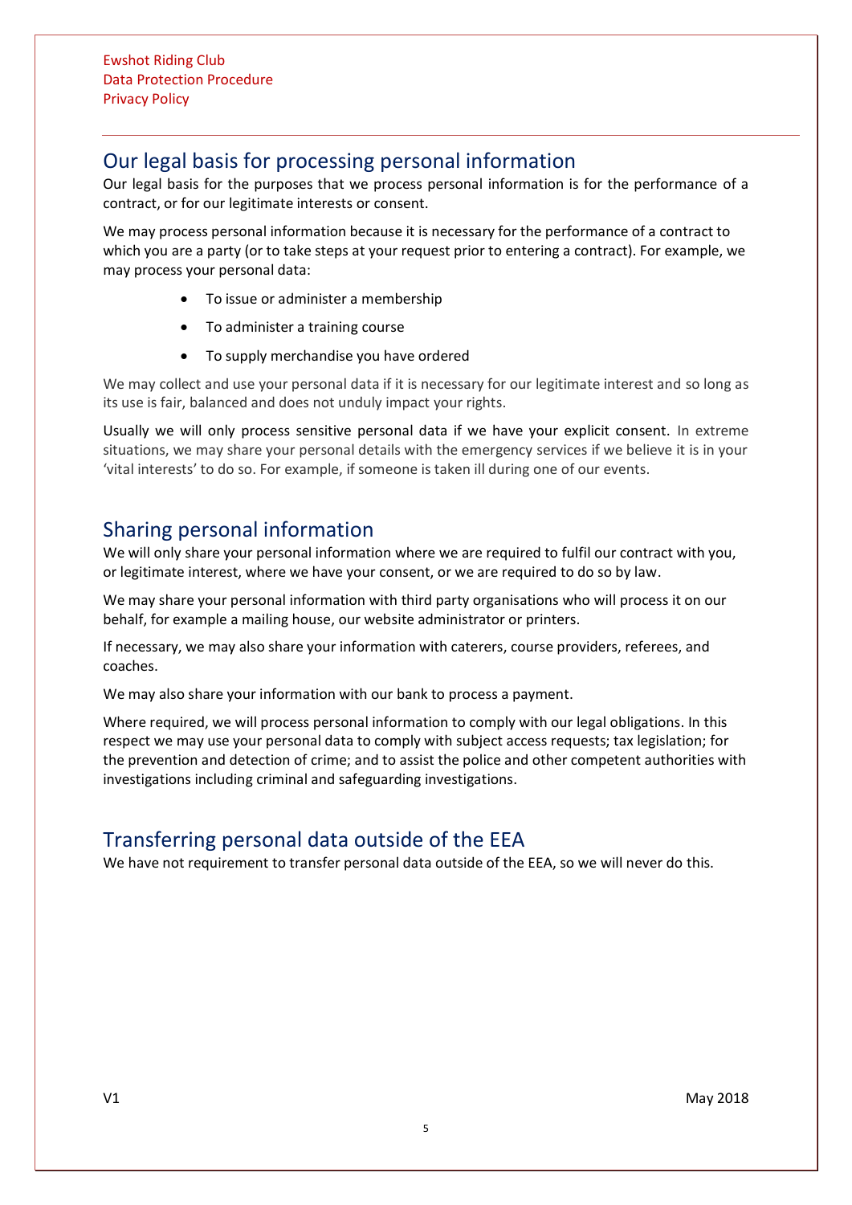## Our legal basis for processing personal information

Our legal basis for the purposes that we process personal information is for the performance of a contract, or for our legitimate interests or consent.

We may process personal information because it is necessary for the performance of a contract to which you are a party (or to take steps at your request prior to entering a contract). For example, we may process your personal data:

- To issue or administer a membership
- To administer a training course
- To supply merchandise you have ordered

We may collect and use your personal data if it is necessary for our legitimate interest and so long as its use is fair, balanced and does not unduly impact your rights.

Usually we will only process sensitive personal data if we have your explicit consent. In extreme situations, we may share your personal details with the emergency services if we believe it is in your 'vital interests' to do so. For example, if someone is taken ill during one of our events.

## Sharing personal information

We will only share your personal information where we are required to fulfil our contract with you, or legitimate interest, where we have your consent, or we are required to do so by law.

We may share your personal information with third party organisations who will process it on our behalf, for example a mailing house, our website administrator or printers.

If necessary, we may also share your information with caterers, course providers, referees, and coaches.

We may also share your information with our bank to process a payment.

Where required, we will process personal information to comply with our legal obligations. In this respect we may use your personal data to comply with subject access requests; tax legislation; for the prevention and detection of crime; and to assist the police and other competent authorities with investigations including criminal and safeguarding investigations.

## Transferring personal data outside of the EEA

We have not requirement to transfer personal data outside of the EEA, so we will never do this.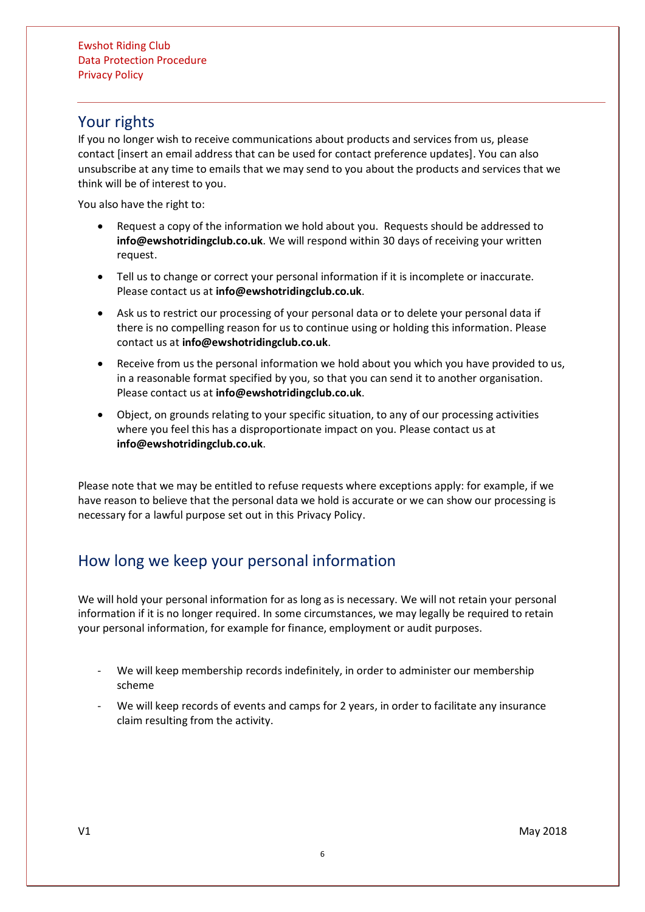## Your rights

If you no longer wish to receive communications about products and services from us, please contact [insert an email address that can be used for contact preference updates]. You can also unsubscribe at any time to emails that we may send to you about the products and services that we think will be of interest to you.

You also have the right to:

- Request a copy of the information we hold about you. Requests should be addressed to **info@ewshotridingclub.co.uk**. We will respond within 30 days of receiving your written request.
- Tell us to change or correct your personal information if it is incomplete or inaccurate. Please contact us at **info@ewshotridingclub.co.uk**.
- Ask us to restrict our processing of your personal data or to delete your personal data if there is no compelling reason for us to continue using or holding this information. Please contact us at **info@ewshotridingclub.co.uk**.
- Receive from us the personal information we hold about you which you have provided to us, in a reasonable format specified by you, so that you can send it to another organisation. Please contact us at **info@ewshotridingclub.co.uk**.
- Object, on grounds relating to your specific situation, to any of our processing activities where you feel this has a disproportionate impact on you. Please contact us at **info@ewshotridingclub.co.uk**.

Please note that we may be entitled to refuse requests where exceptions apply: for example, if we have reason to believe that the personal data we hold is accurate or we can show our processing is necessary for a lawful purpose set out in this Privacy Policy.

## How long we keep your personal information

We will hold your personal information for as long as is necessary. We will not retain your personal information if it is no longer required. In some circumstances, we may legally be required to retain your personal information, for example for finance, employment or audit purposes.

- We will keep membership records indefinitely, in order to administer our membership scheme
- We will keep records of events and camps for 2 years, in order to facilitate any insurance claim resulting from the activity.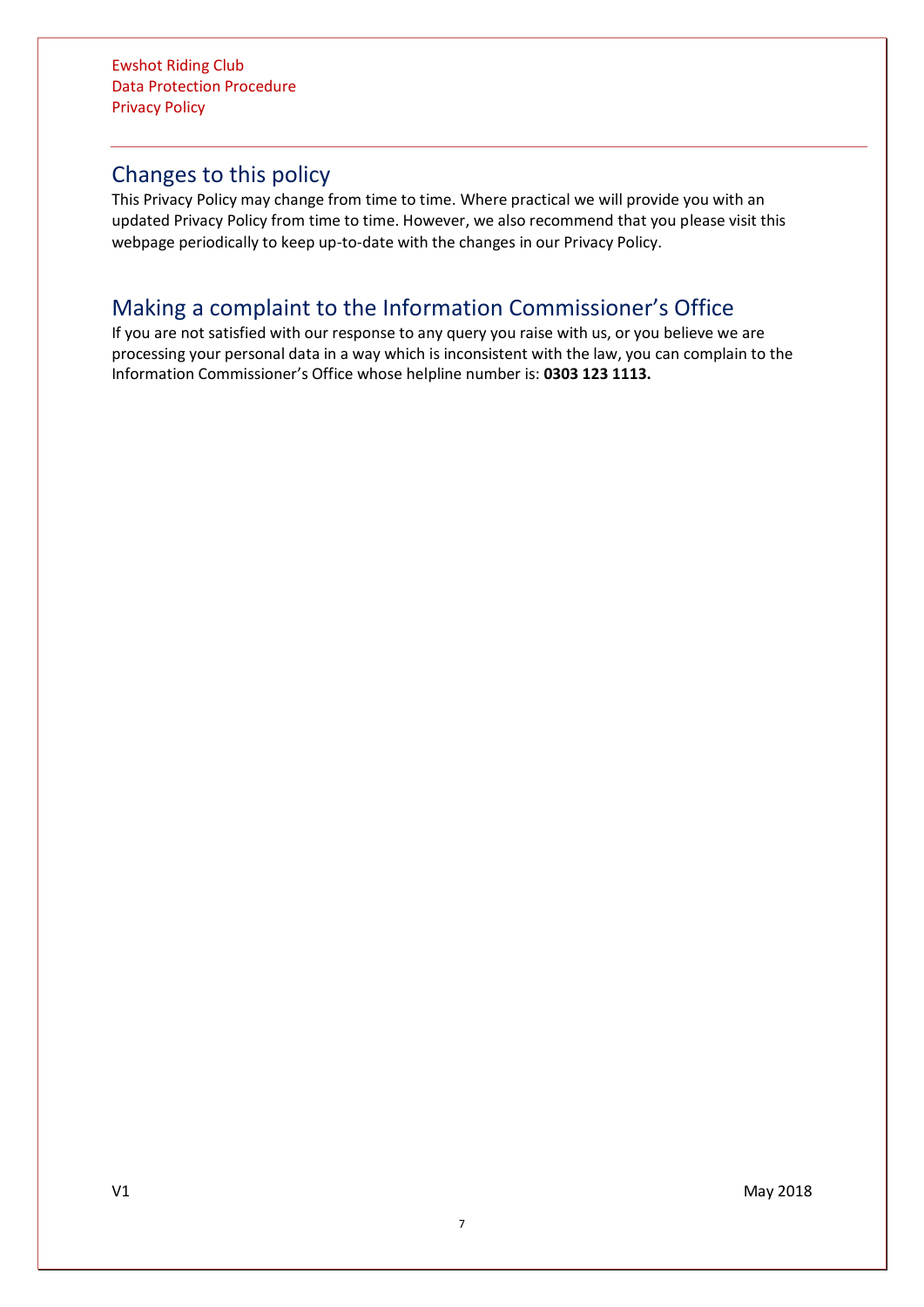## Changes to this policy

This Privacy Policy may change from time to time. Where practical we will provide you with an updated Privacy Policy from time to time. However, we also recommend that you please visit this webpage periodically to keep up-to-date with the changes in our Privacy Policy.

## Making a complaint to the Information Commissioner's Office

If you are not satisfied with our response to any query you raise with us, or you believe we are processing your personal data in a way which is inconsistent with the law, you can complain to the Information Commissioner's Office whose helpline number is: **0303 123 1113.**